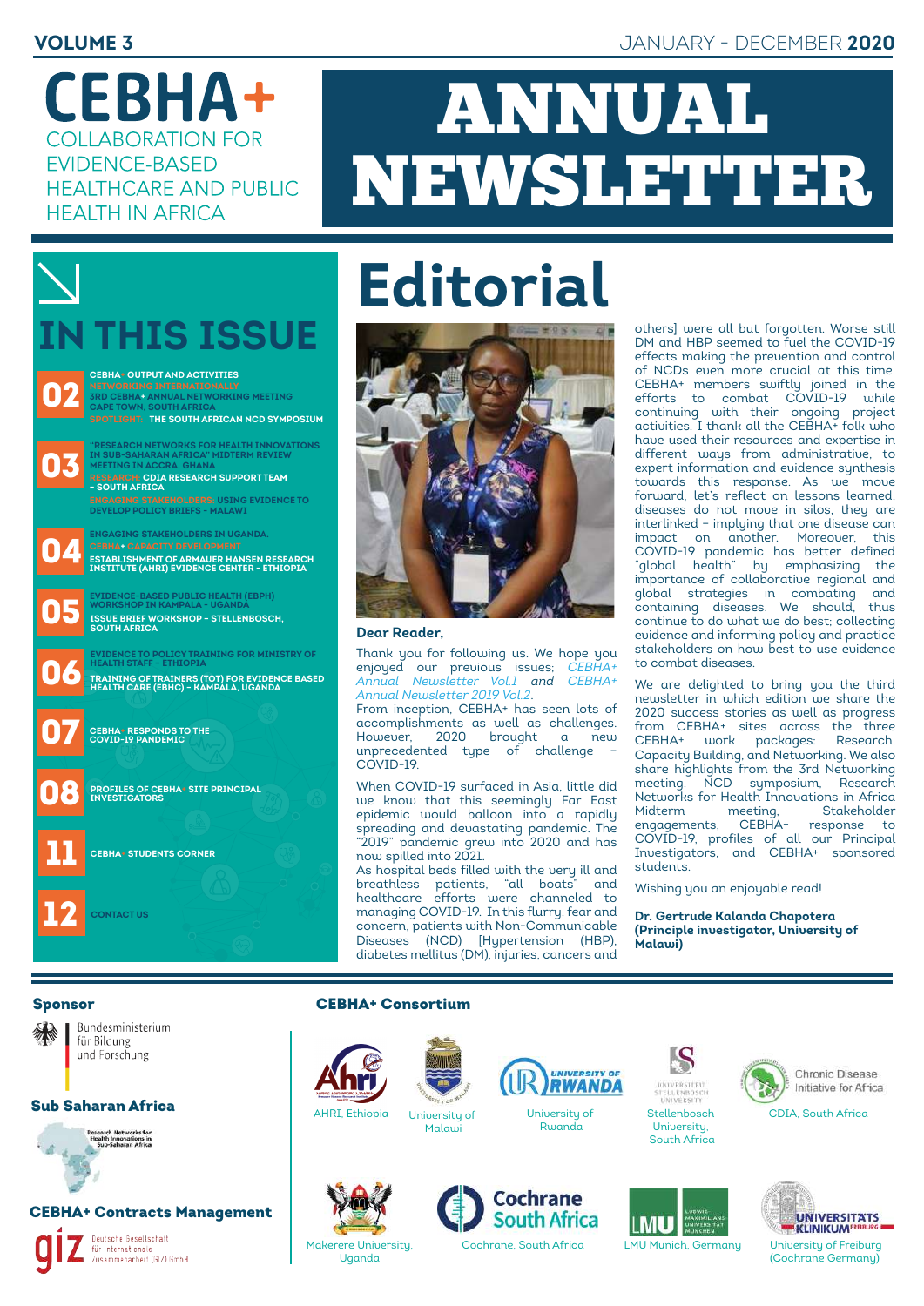VOLUME 3

JANUARY - DECEMBER **2020**

# CEBHA+

COLLABORATION FOR EVIDENCE-BASED HEALTHCARE AND PUBLIC HEALTH IN AFRICA

# ANNUAL NEWSLETTER

## IN THIS ISSUE

**02**
- CEBHA+ OUTPUT AND ACTIVITIES
- NETWORKING INTERNATIONALLY
- 3RD CEBHA+ ANNUAL NETWORKING MEETING CAPE TOWN, SOUTH AFRICA
- SPOTLIGHT: THE SOUTH AFRICAN NCD SYMPOSIUM

**03**
- "RESEARCH NETWORKS FOR HEALTH INNOVATIONS IN SUB-SAHARAN AFRICA" MIDTERM REVIEW MEETING IN ACCRA, GHANA
- RESEARCH: CDIA RESEARCH SUPPORT TEAM – SOUTH AFRICA
- ENGAGING STAKEHOLDERS: USING EVIDENCE TO DEVELOP POLICY BRIEFS - MALAWI

**04**
- ENGAGING STAKEHOLDERS IN UGANDA.
- CEBHA+ CAPACITY DEVELOPMENT
- ESTABLISHMENT OF ARMAUER HANSEN RESEARCH INSTITUTE (AHRI) EVIDENCE CENTER - ETHIOPIA

**05**
- EVIDENCE-BASED PUBLIC HEALTH (EBPH) WORKSHOP IN KAMPALA - UGANDA
- ISSUE BRIEF WORKSHOP - STELLENBOSCH, SOUTH AFRICA

**06**
- EVIDENCE TO POLICY TRAINING FOR MINISTRY OF HEALTH STAFF – ETHIOPIA
- TRAINING OF TRAINERS (TOT) FOR EVIDENCE BASED HEALTH CARE (EBHC) – KAMPALA, UGANDA

**07**
- CEBHA+ RESPONDS TO THE COVID-19 PANDEMIC

**08**
- PROFILES OF CEBHA+ SITE PRINCIPAL INVESTIGATORS

**11**
- CEBHA+ STUDENTS CORNER

**12**
- CONTACT US

# Editorial

**Dear Reader,**

Thank you for following us. We hope you enjoyed our previous issues; *CEBHA+ Annual Newsletter Vol.1 and CEBHA+ Annual Newsletter 2019 Vol.2*.

From inception, CEBHA+ has seen lots of accomplishments as well as challenges. However, 2020 brought a new unprecedented type of challenge – COVID-19.

When COVID-19 surfaced in Asia, little did we know that this seemingly Far East epidemic would balloon into a rapidly spreading and devastating pandemic. The "2019" pandemic grew into 2020 and has now spilled into 2021.

As hospital beds filled with the very ill and breathless patients, "all boats" and healthcare efforts were channeled to managing COVID-19. In this flurry, fear and concern, patients with Non-Communicable Diseases (NCD) [Hypertension (HBP), diabetes mellitus (DM), injuries, cancers and others] were all but forgotten. Worse still DM and HBP seemed to fuel the COVID-19 effects making the prevention and control of NCDs even more crucial at this time. CEBHA+ members swiftly joined in the efforts to combat COVID-19 while continuing with their ongoing project activities. I thank all the CEBHA+ folk who have used their resources and expertise in different ways from administrative, to expert information and evidence synthesis towards this response. As we move forward, let's reflect on lessons learned; diseases do not move in silos, they are interlinked – implying that one disease can impact on another. Moreover, this COVID-19 pandemic has better defined "global health" by emphasizing the importance of collaborative regional and global strategies in combating and containing diseases. We should, thus continue to do what we do best; collecting evidence and informing policy and practice stakeholders on how best to use evidence to combat diseases.

We are delighted to bring you the third newsletter in which edition we share the 2020 success stories as well as progress from CEBHA+ sites across the three CEBHA+ work packages: Research, Capacity Building, and Networking. We also share highlights from the 3rd Networking meeting, NCD symposium, Research Networks for Health Innovations in Africa Midterm meeting, Stakeholder engagements, CEBHA+ response to COVID-19, profiles of all our Principal Investigators, and CEBHA+ sponsored students.

Wishing you an enjoyable read!

**Dr. Gertrude Kalanda Chapotera (Principle investigator, University of Malawi)**

### Sponsor

Bundesministerium für Bildung und Forschung

### Sub Saharan Africa

Research Networks for Health Innovations in Sub-Saharan Africa

### CEBHA+ Contracts Management

Deutsche Gesellschaft für Internationale Zusammenarbeit (GIZ) GmbH

### CEBHA+ Consortium

- AHRI, Ethiopia
- University of Malawi
- University of Rwanda
- Stellenbosch University, South Africa
- CDIA, South Africa
- Makerere University, Uganda
- Cochrane, South Africa
- LMU Munich, Germany
- University of Freiburg (Cochrane Germany)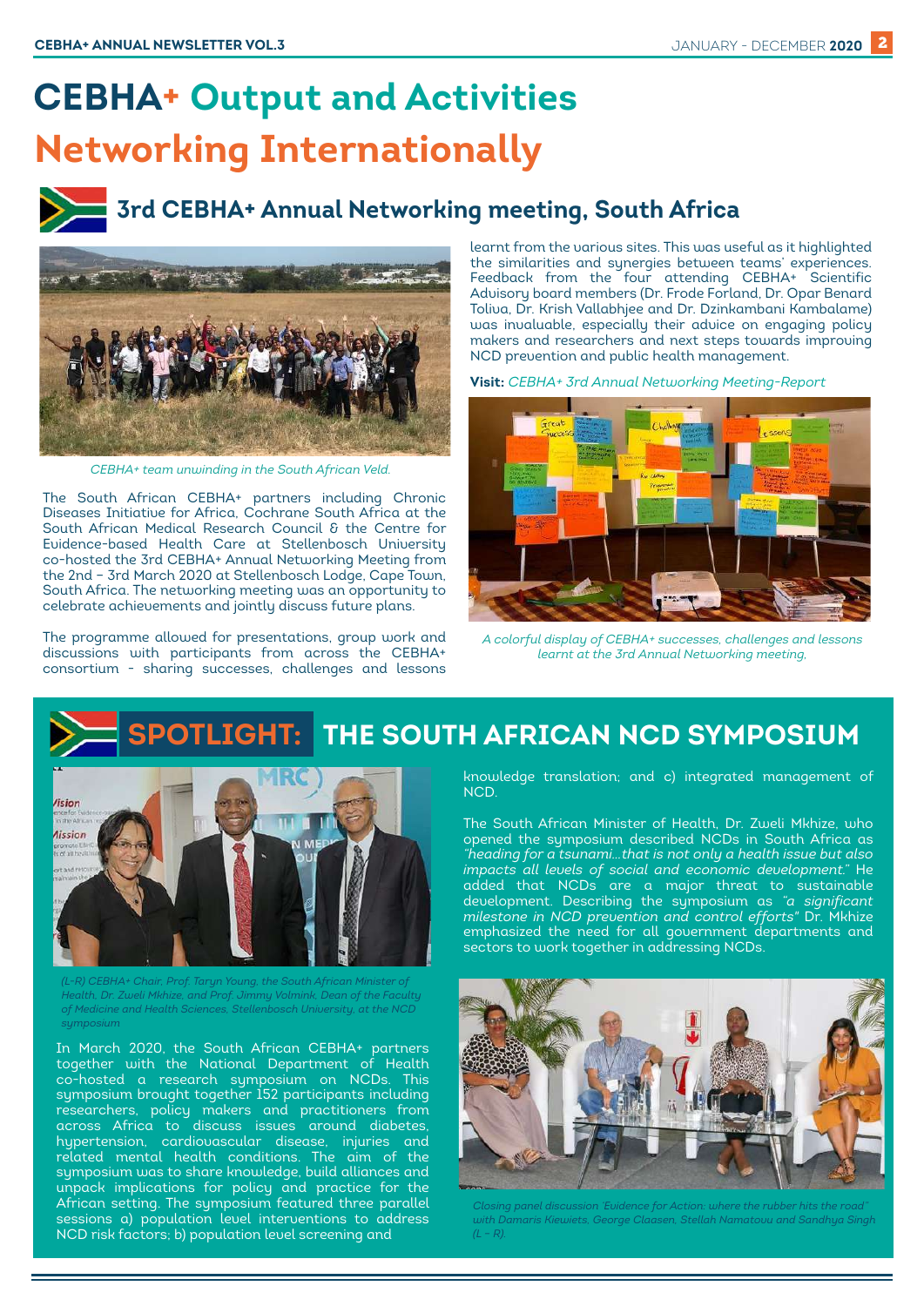# CEBHA+ Output and Activities

# Networking Internationally

## 3rd CEBHA+ Annual Networking meeting, South Africa

*CEBHA+ team unwinding in the South African Veld.*

The South African CEBHA+ partners including Chronic Diseases Initiative for Africa, Cochrane South Africa at the South African Medical Research Council & the Centre for Evidence-based Health Care at Stellenbosch University co-hosted the 3rd CEBHA+ Annual Networking Meeting from the 2nd – 3rd March 2020 at Stellenbosch Lodge, Cape Town, South Africa. The networking meeting was an opportunity to celebrate achievements and jointly discuss future plans.

The programme allowed for presentations, group work and discussions with participants from across the CEBHA+ consortium - sharing successes, challenges and lessons learnt from the various sites. This was useful as it highlighted the similarities and synergies between teams' experiences. Feedback from the four attending CEBHA+ Scientific Advisory board members (Dr. Frode Forland, Dr. Opar Benard Toliva, Dr. Krish Vallabhjee and Dr. Dzinkambani Kambalame) was invaluable, especially their advice on engaging policy makers and researchers and next steps towards improving NCD prevention and public health management.

**Visit:** *CEBHA+ 3rd Annual Networking Meeting-Report*

*A colorful display of CEBHA+ successes, challenges and lessons learnt at the 3rd Annual Networking meeting.*

## SPOTLIGHT: THE SOUTH AFRICAN NCD SYMPOSIUM

*(L-R) CEBHA+ Chair, Prof. Taryn Young, the South African Minister of Health, Dr. Zweli Mkhize, and Prof. Jimmy Volmink, Dean of the Faculty of Medicine and Health Sciences, Stellenbosch University, at the NCD symposium*

In March 2020, the South African CEBHA+ partners together with the National Department of Health co-hosted a research symposium on NCDs. This symposium brought together 152 participants including researchers, policy makers and practitioners from across Africa to discuss issues around diabetes, hypertension, cardiovascular disease, injuries and related mental health conditions. The aim of the symposium was to share knowledge, build alliances and unpack implications for policy and practice for the African setting. The symposium featured three parallel sessions a) population level interventions to address NCD risk factors; b) population level screening and knowledge translation; and c) integrated management of NCD.

The South African Minister of Health, Dr. Zweli Mkhize, who opened the symposium described NCDs in South Africa as *"heading for a tsunami…that is not only a health issue but also impacts all levels of social and economic development."* He added that NCDs are a major threat to sustainable development. Describing the symposium as *"a significant milestone in NCD prevention and control efforts"* Dr. Mkhize emphasized the need for all government departments and sectors to work together in addressing NCDs.

*Closing panel discussion 'Evidence for Action: where the rubber hits the road" with Damaris Kiewiets, George Claasen, Stellah Namatovu and Sandhya Singh (L - R).*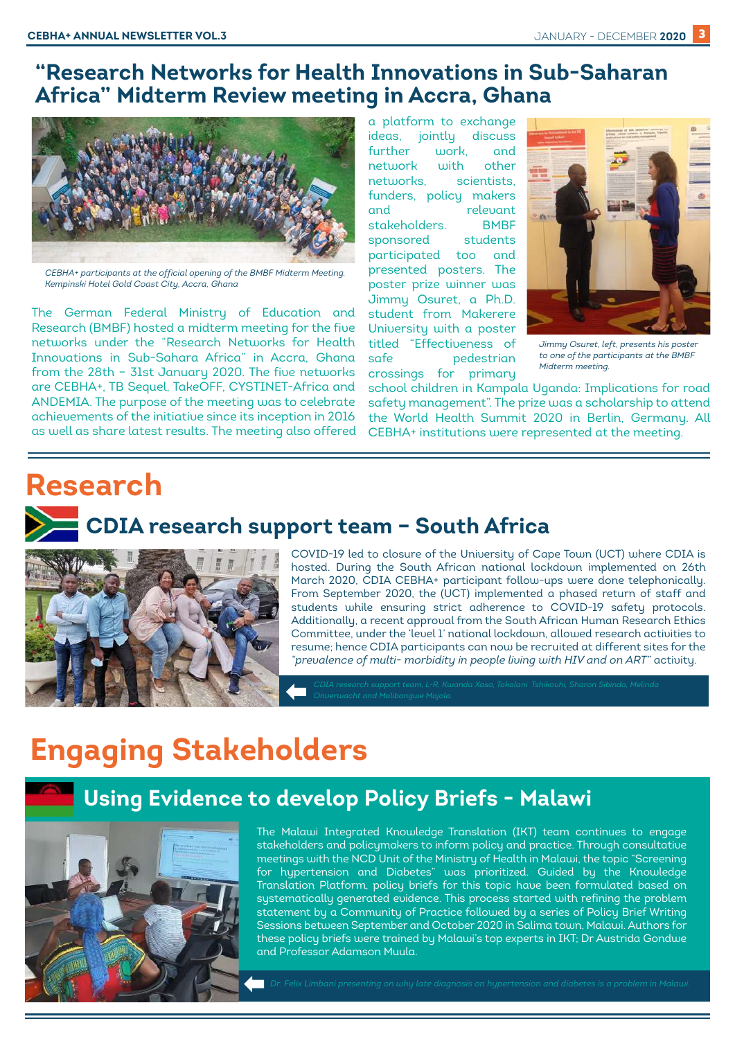## "Research Networks for Health Innovations in Sub-Saharan Africa" Midterm Review meeting in Accra, Ghana

*CEBHA+ participants at the official opening of the BMBF Midterm Meeting, Kempinski Hotel Gold Coast City, Accra, Ghana*

The German Federal Ministry of Education and Research (BMBF) hosted a midterm meeting for the five networks under the "Research Networks for Health Innovations in Sub-Sahara Africa" in Accra, Ghana from the 28th – 31st January 2020. The five networks are CEBHA+, TB Sequel, TakeOFF, CYSTINET-Africa and ANDEMIA. The purpose of the meeting was to celebrate achievements of the initiative since its inception in 2016 as well as share latest results. The meeting also offered a platform to exchange ideas, jointly discuss further work, and network with other networks, scientists, funders, policy makers and relevant stakeholders. BMBF sponsored students participated too and presented posters. The poster prize winner was Jimmy Osuret, a Ph.D. student from Makerere University with a poster titled "Effectiveness of safe pedestrian crossings for primary school children in Kampala Uganda: Implications for road safety management". The prize was a scholarship to attend the World Health Summit 2020 in Berlin, Germany. All CEBHA+ institutions were represented at the meeting.

*Jimmy Osuret, left, presents his poster to one of the participants at the BMBF Midterm meeting.*

# Research

## CDIA research support team – South Africa

COVID-19 led to closure of the University of Cape Town (UCT) where CDIA is hosted. During the South African national lockdown implemented on 26th March 2020, CDIA CEBHA+ participant follow-ups were done telephonically. From September 2020, the (UCT) implemented a phased return of staff and students while ensuring strict adherence to COVID-19 safety protocols. Additionally, a recent approval from the South African Human Research Ethics Committee, under the 'level 1' national lockdown, allowed research activities to resume; hence CDIA participants can now be recruited at different sites for the *"prevalence of multi- morbidity in people living with HIV and on ART"* activity.

*CDIA research support team, L-R, Kwanda Xaso, Takalani Tshikovhi, Sharon Sibinda, Melinda Onverwacht and Malibongwe Majola.*

# Engaging Stakeholders

## Using Evidence to develop Policy Briefs - Malawi

The Malawi Integrated Knowledge Translation (IKT) team continues to engage stakeholders and policymakers to inform policy and practice. Through consultative meetings with the NCD Unit of the Ministry of Health in Malawi, the topic "Screening for hypertension and Diabetes" was prioritized. Guided by the Knowledge Translation Platform, policy briefs for this topic have been formulated based on systematically generated evidence. This process started with refining the problem statement by a Community of Practice followed by a series of Policy Brief Writing Sessions between September and October 2020 in Salima town, Malawi. Authors for these policy briefs were trained by Malawi's top experts in IKT; Dr Austrida Gondwe and Professor Adamson Muula.

*Dr. Felix Limbani presenting on why late diagnosis on hypertension and diabetes is a problem in Malawi.*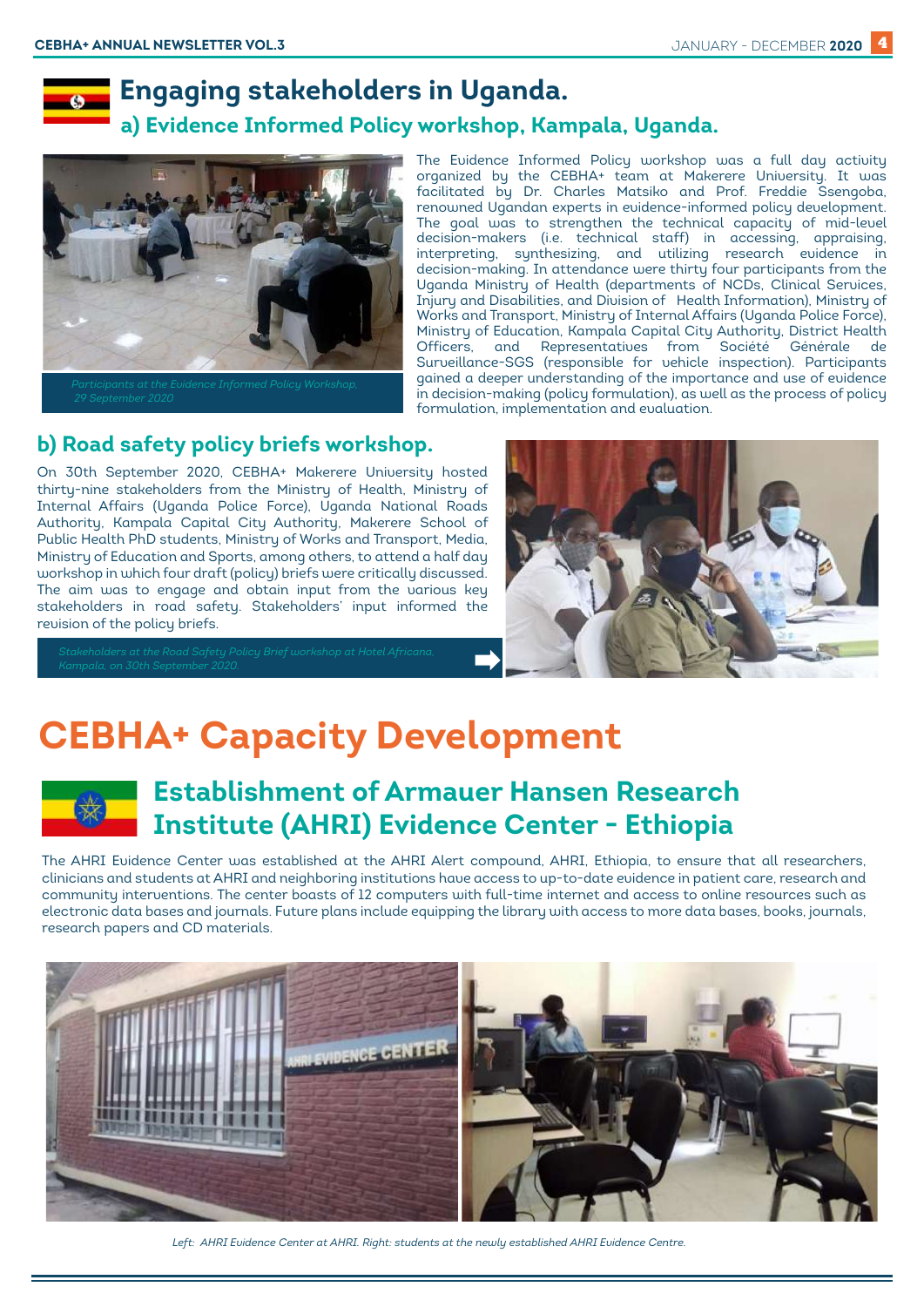# Engaging stakeholders in Uganda.

## a) Evidence Informed Policy workshop, Kampala, Uganda.

*Participants at the Evidence Informed Policy Workshop, 29 September 2020*

The Evidence Informed Policy workshop was a full day activity organized by the CEBHA+ team at Makerere University. It was facilitated by Dr. Charles Matsiko and Prof. Freddie Ssengoba, renowned Ugandan experts in evidence-informed policy development. The goal was to strengthen the technical capacity of mid-level decision-makers (i.e. technical staff) in accessing, appraising, interpreting, synthesizing, and utilizing research evidence in decision-making. In attendance were thirty four participants from the Uganda Ministry of Health (departments of NCDs, Clinical Services, Injury and Disabilities, and Division of Health Information), Ministry of Works and Transport, Ministry of Internal Affairs (Uganda Police Force), Ministry of Education, Kampala Capital City Authority, District Health Officers, and Representatives from Société Générale de Surveillance-SGS (responsible for vehicle inspection). Participants gained a deeper understanding of the importance and use of evidence in decision-making (policy formulation), as well as the process of policy formulation, implementation and evaluation.

## b) Road safety policy briefs workshop.

On 30th September 2020, CEBHA+ Makerere University hosted thirty-nine stakeholders from the Ministry of Health, Ministry of Internal Affairs (Uganda Police Force), Uganda National Roads Authority, Kampala Capital City Authority, Makerere School of Public Health PhD students, Ministry of Works and Transport, Media, Ministry of Education and Sports, among others, to attend a half day workshop in which four draft (policy) briefs were critically discussed. The aim was to engage and obtain input from the various key stakeholders in road safety. Stakeholders' input informed the revision of the policy briefs.

*Stakeholders at the Road Safety Policy Brief workshop at Hotel Africana, Kampala, on 30th September 2020.*

# CEBHA+ Capacity Development

## Establishment of Armauer Hansen Research Institute (AHRI) Evidence Center - Ethiopia

The AHRI Evidence Center was established at the AHRI Alert compound, AHRI, Ethiopia, to ensure that all researchers, clinicians and students at AHRI and neighboring institutions have access to up-to-date evidence in patient care, research and community interventions. The center boasts of 12 computers with full-time internet and access to online resources such as electronic data bases and journals. Future plans include equipping the library with access to more data bases, books, journals, research papers and CD materials.

*Left: AHRI Evidence Center at AHRI. Right: students at the newly established AHRI Evidence Centre.*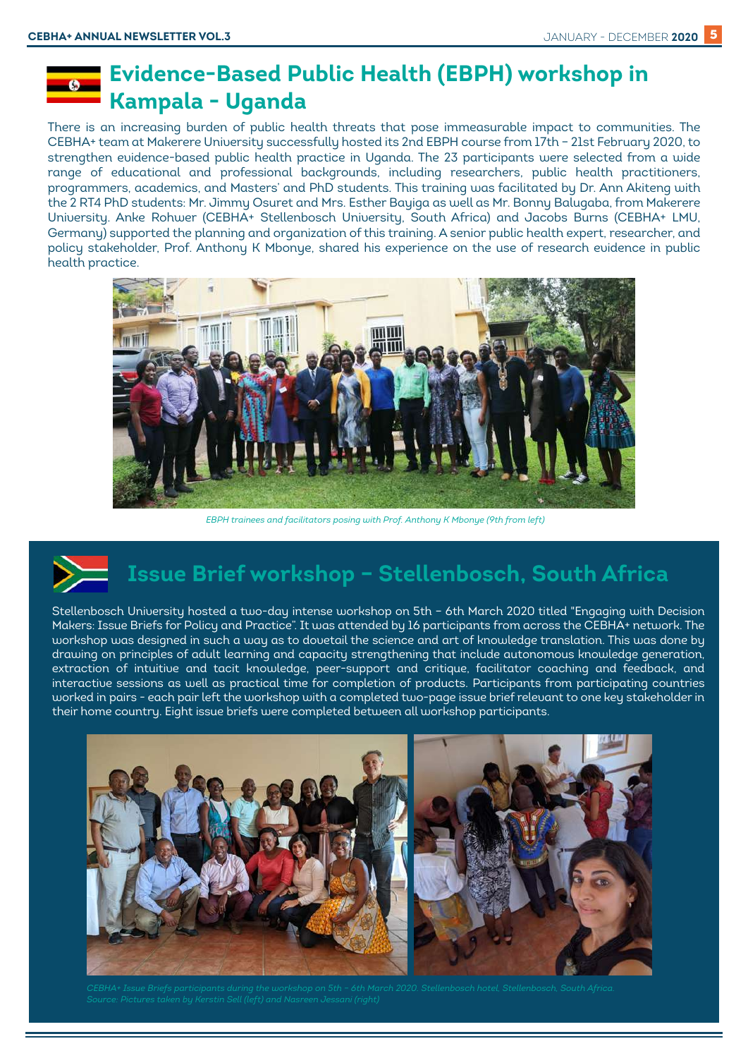## Evidence-Based Public Health (EBPH) workshop in Kampala - Uganda

There is an increasing burden of public health threats that pose immeasurable impact to communities. The CEBHA+ team at Makerere University successfully hosted its 2nd EBPH course from 17th – 21st February 2020, to strengthen evidence-based public health practice in Uganda. The 23 participants were selected from a wide range of educational and professional backgrounds, including researchers, public health practitioners, programmers, academics, and Masters' and PhD students. This training was facilitated by Dr. Ann Akiteng with the 2 RT4 PhD students: Mr. Jimmy Osuret and Mrs. Esther Bayiga as well as Mr. Bonny Balugaba, from Makerere University. Anke Rohwer (CEBHA+ Stellenbosch University, South Africa) and Jacobs Burns (CEBHA+ LMU, Germany) supported the planning and organization of this training. A senior public health expert, researcher, and policy stakeholder, Prof. Anthony K Mbonye, shared his experience on the use of research evidence in public health practice.

*EBPH trainees and facilitators posing with Prof. Anthony K Mbonye (9th from left)*

## Issue Brief workshop – Stellenbosch, South Africa

Stellenbosch University hosted a two-day intense workshop on 5th – 6th March 2020 titled "Engaging with Decision Makers: Issue Briefs for Policy and Practice". It was attended by 16 participants from across the CEBHA+ network. The workshop was designed in such a way as to dovetail the science and art of knowledge translation. This was done by drawing on principles of adult learning and capacity strengthening that include autonomous knowledge generation, extraction of intuitive and tacit knowledge, peer-support and critique, facilitator coaching and feedback, and interactive sessions as well as practical time for completion of products. Participants from participating countries worked in pairs - each pair left the workshop with a completed two-page issue brief relevant to one key stakeholder in their home country. Eight issue briefs were completed between all workshop participants.

*CEBHA+ Issue Briefs participants during the workshop on 5th – 6th March 2020. Stellenbosch hotel, Stellenbosch, South Africa. Source: Pictures taken by Kerstin Sell (left) and Nasreen Jessani (right)*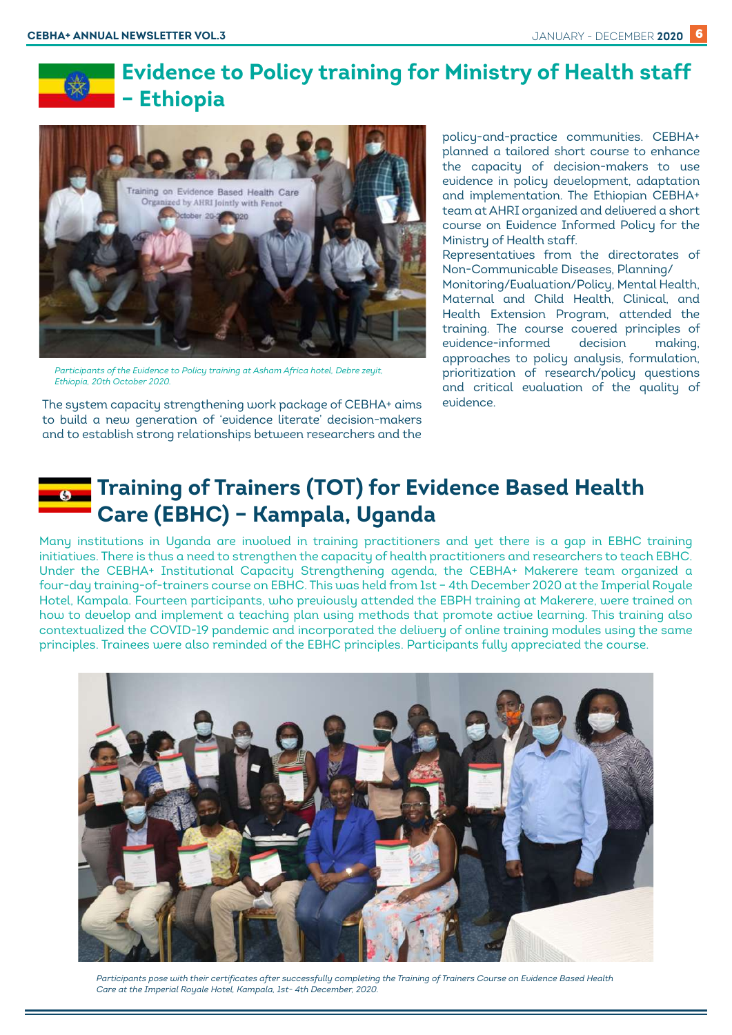## Evidence to Policy training for Ministry of Health staff – Ethiopia

*Participants of the Evidence to Policy training at Asham Africa hotel, Debre zeyit, Ethiopia, 20th October 2020.*

The system capacity strengthening work package of CEBHA+ aims to build a new generation of 'evidence literate' decision-makers and to establish strong relationships between researchers and the policy-and-practice communities. CEBHA+ planned a tailored short course to enhance the capacity of decision-makers to use evidence in policy development, adaptation and implementation. The Ethiopian CEBHA+ team at AHRI organized and delivered a short course on Evidence Informed Policy for the Ministry of Health staff.

Representatives from the directorates of Non-Communicable Diseases, Planning/ Monitoring/Evaluation/Policy, Mental Health, Maternal and Child Health, Clinical, and Health Extension Program, attended the training. The course covered principles of evidence-informed decision making, approaches to policy analysis, formulation, prioritization of research/policy questions and critical evaluation of the quality of evidence.

## Training of Trainers (TOT) for Evidence Based Health Care (EBHC) – Kampala, Uganda

Many institutions in Uganda are involved in training practitioners and yet there is a gap in EBHC training initiatives. There is thus a need to strengthen the capacity of health practitioners and researchers to teach EBHC. Under the CEBHA+ Institutional Capacity Strengthening agenda, the CEBHA+ Makerere team organized a four-day training-of-trainers course on EBHC. This was held from 1st – 4th December 2020 at the Imperial Royale Hotel, Kampala. Fourteen participants, who previously attended the EBPH training at Makerere, were trained on how to develop and implement a teaching plan using methods that promote active learning. This training also contextualized the COVID-19 pandemic and incorporated the delivery of online training modules using the same principles. Trainees were also reminded of the EBHC principles. Participants fully appreciated the course.

*Participants pose with their certificates after successfully completing the Training of Trainers Course on Evidence Based Health Care at the Imperial Royale Hotel, Kampala, 1st- 4th December, 2020.*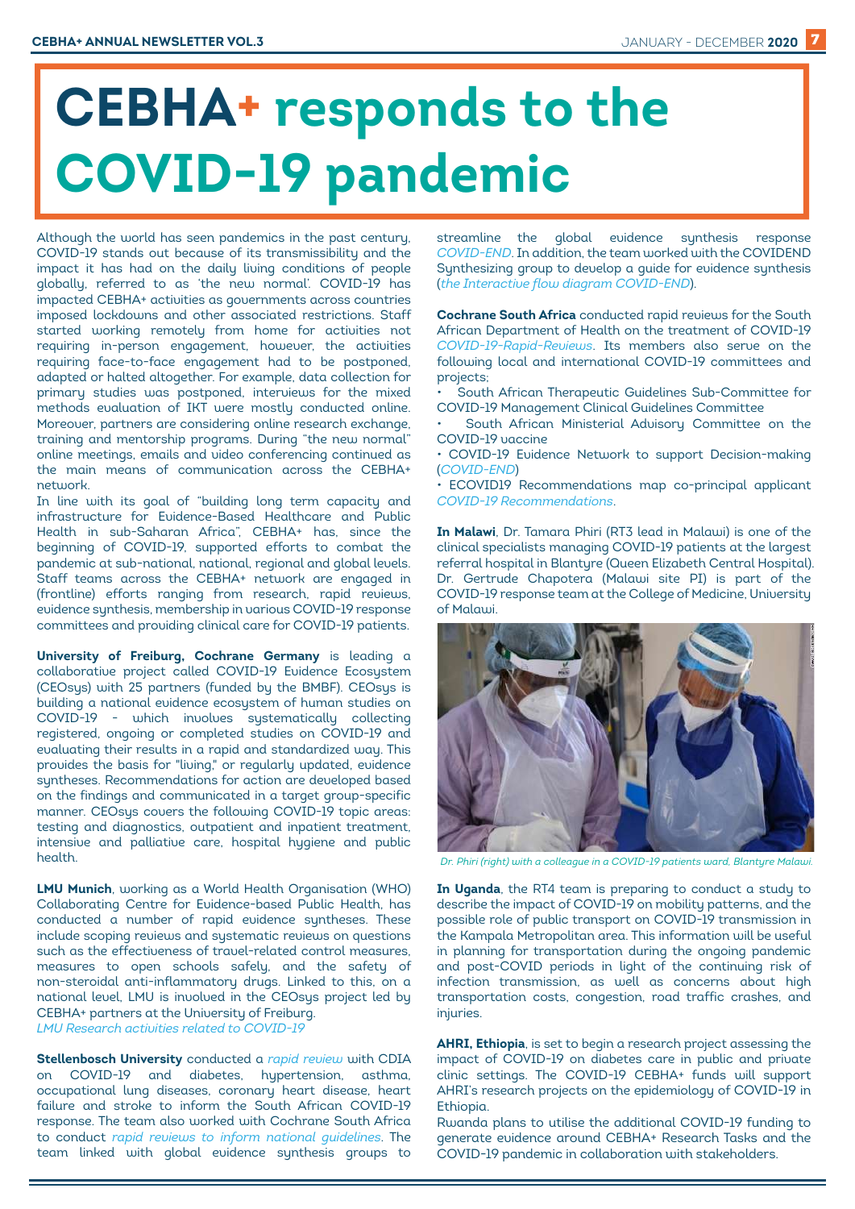# CEBHA+ responds to the COVID-19 pandemic

Although the world has seen pandemics in the past century, COVID-19 stands out because of its transmissibility and the impact it has had on the daily living conditions of people globally, referred to as 'the new normal'. COVID-19 has impacted CEBHA+ activities as governments across countries imposed lockdowns and other associated restrictions. Staff started working remotely from home for activities not requiring in-person engagement, however, the activities requiring face-to-face engagement had to be postponed, adapted or halted altogether. For example, data collection for primary studies was postponed, interviews for the mixed methods evaluation of IKT were mostly conducted online. Moreover, partners are considering online research exchange, training and mentorship programs. During "the new normal" online meetings, emails and video conferencing continued as the main means of communication across the CEBHA+ network.

In line with its goal of "building long term capacity and infrastructure for Evidence-Based Healthcare and Public Health in sub-Saharan Africa", CEBHA+ has, since the beginning of COVID-19, supported efforts to combat the pandemic at sub-national, national, regional and global levels. Staff teams across the CEBHA+ network are engaged in (frontline) efforts ranging from research, rapid reviews, evidence synthesis, membership in various COVID-19 response committees and providing clinical care for COVID-19 patients.

**University of Freiburg, Cochrane Germany** is leading a collaborative project called COVID-19 Evidence Ecosystem (CEOsys) with 25 partners (funded by the BMBF). CEOsys is building a national evidence ecosystem of human studies on COVID-19 - which involves systematically collecting registered, ongoing or completed studies on COVID-19 and evaluating their results in a rapid and standardized way. This provides the basis for "living," or regularly updated, evidence syntheses. Recommendations for action are developed based on the findings and communicated in a target group-specific manner. CEOsys covers the following COVID-19 topic areas: testing and diagnostics, outpatient and inpatient treatment, intensive and palliative care, hospital hygiene and public health.

**LMU Munich**, working as a World Health Organisation (WHO) Collaborating Centre for Evidence-based Public Health, has conducted a number of rapid evidence syntheses. These include scoping reviews and systematic reviews on questions such as the effectiveness of travel-related control measures, measures to open schools safely, and the safety of non-steroidal anti-inflammatory drugs. Linked to this, on a national level, LMU is involved in the CEOsys project led by CEBHA+ partners at the University of Freiburg.
*LMU Research activities related to COVID-19*

**Stellenbosch University** conducted a *rapid review* with CDIA on COVID-19 and diabetes, hypertension, asthma, occupational lung diseases, coronary heart disease, heart failure and stroke to inform the South African COVID-19 response. The team also worked with Cochrane South Africa to conduct *rapid reviews to inform national guidelines*. The team linked with global evidence synthesis groups to streamline the global evidence synthesis response *COVID-END*. In addition, the team worked with the COVIDEND Synthesizing group to develop a guide for evidence synthesis (*the Interactive flow diagram COVID-END*).

**Cochrane South Africa** conducted rapid reviews for the South African Department of Health on the treatment of COVID-19 *COVID-19-Rapid-Reviews*. Its members also serve on the following local and international COVID-19 committees and projects;

- South African Therapeutic Guidelines Sub-Committee for COVID-19 Management Clinical Guidelines Committee
- South African Ministerial Advisory Committee on the COVID-19 vaccine
- COVID-19 Evidence Network to support Decision-making (*COVID-END*)
- ECOVID19 Recommendations map co-principal applicant *COVID-19 Recommendations*.

**In Malawi**, Dr. Tamara Phiri (RT3 lead in Malawi) is one of the clinical specialists managing COVID-19 patients at the largest referral hospital in Blantyre (Queen Elizabeth Central Hospital). Dr. Gertrude Chapotera (Malawi site PI) is part of the COVID-19 response team at the College of Medicine, University of Malawi.

*Dr. Phiri (right) with a colleague in a COVID-19 patients ward, Blantyre Malawi.*

**In Uganda**, the RT4 team is preparing to conduct a study to describe the impact of COVID-19 on mobility patterns, and the possible role of public transport on COVID-19 transmission in the Kampala Metropolitan area. This information will be useful in planning for transportation during the ongoing pandemic and post-COVID periods in light of the continuing risk of infection transmission, as well as concerns about high transportation costs, congestion, road traffic crashes, and injuries.

**AHRI, Ethiopia**, is set to begin a research project assessing the impact of COVID-19 on diabetes care in public and private clinic settings. The COVID-19 CEBHA+ funds will support AHRI's research projects on the epidemiology of COVID-19 in Ethiopia.

Rwanda plans to utilise the additional COVID-19 funding to generate evidence around CEBHA+ Research Tasks and the COVID-19 pandemic in collaboration with stakeholders.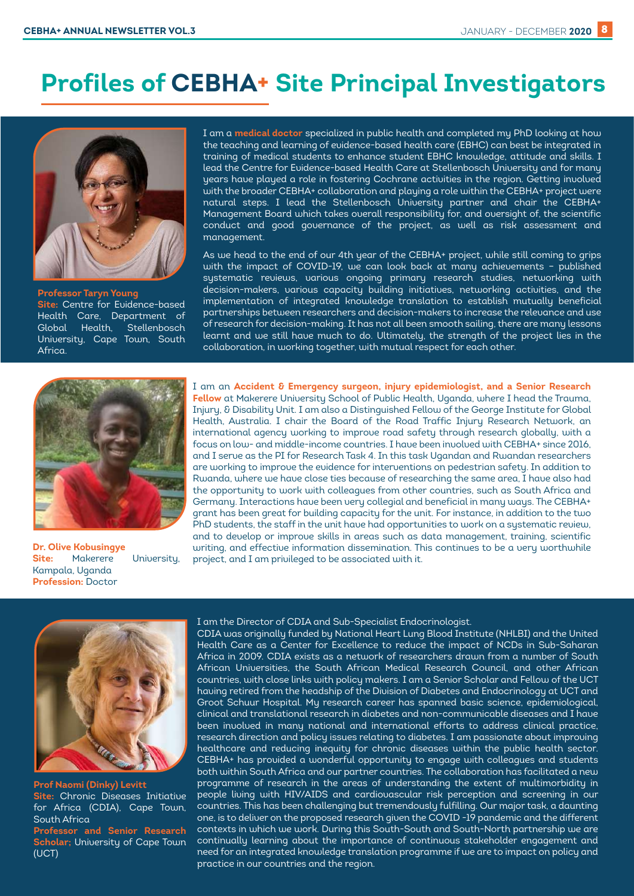# Profiles of CEBHA+ Site Principal Investigators

**Professor Taryn Young**
**Site:** Centre for Evidence-based Health Care, Department of Global Health, Stellenbosch University, Cape Town, South Africa.

I am a **medical doctor** specialized in public health and completed my PhD looking at how the teaching and learning of evidence-based health care (EBHC) can best be integrated in training of medical students to enhance student EBHC knowledge, attitude and skills. I lead the Centre for Evidence-based Health Care at Stellenbosch University and for many years have played a role in fostering Cochrane activities in the region. Getting involved with the broader CEBHA+ collaboration and playing a role within the CEBHA+ project were natural steps. I lead the Stellenbosch University partner and chair the CEBHA+ Management Board which takes overall responsibility for, and oversight of, the scientific conduct and good governance of the project, as well as risk assessment and management.

As we head to the end of our 4th year of the CEBHA+ project, while still coming to grips with the impact of COVID-19, we can look back at many achievements – published systematic reviews, various ongoing primary research studies, networking with decision-makers, various capacity building initiatives, networking activities, and the implementation of integrated knowledge translation to establish mutually beneficial partnerships between researchers and decision-makers to increase the relevance and use of research for decision-making. It has not all been smooth sailing, there are many lessons learnt and we still have much to do. Ultimately, the strength of the project lies in the collaboration, in working together, with mutual respect for each other.

**Dr. Olive Kobusingye**
**Site:** Makerere University, Kampala, Uganda
**Profession:** Doctor

I am an **Accident & Emergency surgeon, injury epidemiologist, and a Senior Research Fellow** at Makerere University School of Public Health, Uganda, where I head the Trauma, Injury, & Disability Unit. I am also a Distinguished Fellow of the George Institute for Global Health, Australia. I chair the Board of the Road Traffic Injury Research Network, an international agency working to improve road safety through research globally, with a focus on low- and middle-income countries. I have been involved with CEBHA+ since 2016, and I serve as the PI for Research Task 4. In this task Ugandan and Rwandan researchers are working to improve the evidence for interventions on pedestrian safety. In addition to Rwanda, where we have close ties because of researching the same area, I have also had the opportunity to work with colleagues from other countries, such as South Africa and Germany. Interactions have been very collegial and beneficial in many ways. The CEBHA+ grant has been great for building capacity for the unit. For instance, in addition to the two PhD students, the staff in the unit have had opportunities to work on a systematic review, and to develop or improve skills in areas such as data management, training, scientific writing, and effective information dissemination. This continues to be a very worthwhile project, and I am privileged to be associated with it.

**Prof Naomi (Dinky) Levitt**
**Site:** Chronic Diseases Initiative for Africa (CDIA), Cape Town, South Africa
**Professor and Senior Research Scholar;** University of Cape Town (UCT)

I am the Director of CDIA and Sub-Specialist Endocrinologist.

CDIA was originally funded by National Heart Lung Blood Institute (NHLBI) and the United Health Care as a Center for Excellence to reduce the impact of NCDs in Sub-Saharan Africa in 2009. CDIA exists as a network of researchers drawn from a number of South African Universities, the South African Medical Research Council, and other African countries, with close links with policy makers. I am a Senior Scholar and Fellow of the UCT having retired from the headship of the Division of Diabetes and Endocrinology at UCT and Groot Schuur Hospital. My research career has spanned basic science, epidemiological, clinical and translational research in diabetes and non-communicable diseases and I have been involved in many national and international efforts to address clinical practice, research direction and policy issues relating to diabetes. I am passionate about improving healthcare and reducing inequity for chronic diseases within the public health sector. CEBHA+ has provided a wonderful opportunity to engage with colleagues and students both within South Africa and our partner countries. The collaboration has facilitated a new programme of research in the areas of understanding the extent of multimorbidity in people living with HIV/AIDS and cardiovascular risk perception and screening in our countries. This has been challenging but tremendously fulfilling. Our major task, a daunting one, is to deliver on the proposed research given the COVID -19 pandemic and the different contexts in which we work. During this South-South and South-North partnership we are continually learning about the importance of continuous stakeholder engagement and need for an integrated knowledge translation programme if we are to impact on policy and practice in our countries and the region.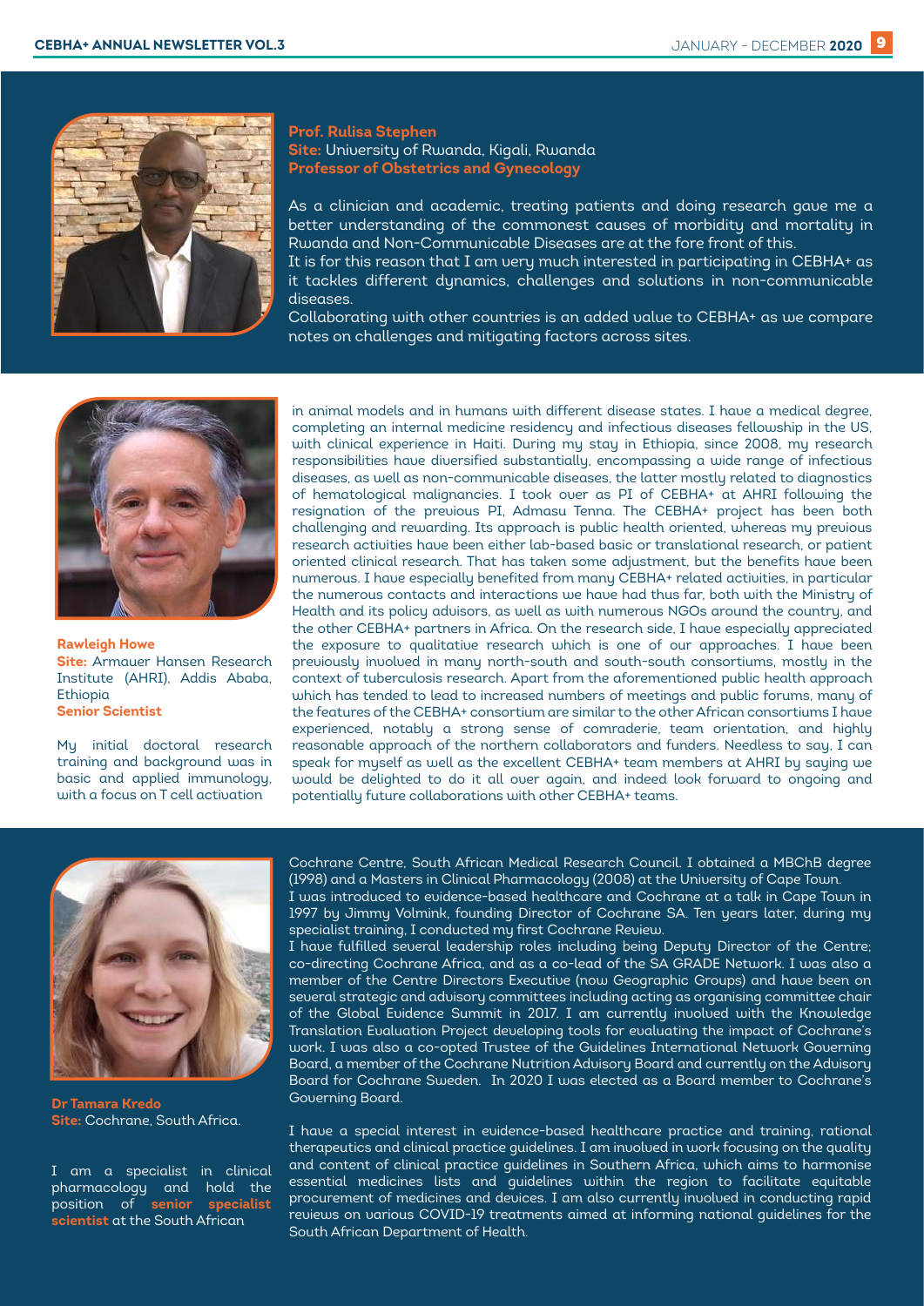**Prof. Rulisa Stephen**
**Site:** University of Rwanda, Kigali, Rwanda
**Professor of Obstetrics and Gynecology**

As a clinician and academic, treating patients and doing research gave me a better understanding of the commonest causes of morbidity and mortality in Rwanda and Non-Communicable Diseases are at the fore front of this.
It is for this reason that I am very much interested in participating in CEBHA+ as it tackles different dynamics, challenges and solutions in non-communicable diseases.
Collaborating with other countries is an added value to CEBHA+ as we compare notes on challenges and mitigating factors across sites.

**Rawleigh Howe**
**Site:** Armauer Hansen Research Institute (AHRI), Addis Ababa, Ethiopia
**Senior Scientist**

My initial doctoral research training and background was in basic and applied immunology, with a focus on T cell activation in animal models and in humans with different disease states. I have a medical degree, completing an internal medicine residency and infectious diseases fellowship in the US, with clinical experience in Haiti. During my stay in Ethiopia, since 2008, my research responsibilities have diversified substantially, encompassing a wide range of infectious diseases, as well as non-communicable diseases, the latter mostly related to diagnostics of hematological malignancies. I took over as PI of CEBHA+ at AHRI following the resignation of the previous PI, Admasu Tenna. The CEBHA+ project has been both challenging and rewarding. Its approach is public health oriented, whereas my previous research activities have been either lab-based basic or translational research, or patient oriented clinical research. That has taken some adjustment, but the benefits have been numerous. I have especially benefited from many CEBHA+ related activities, in particular the numerous contacts and interactions we have had thus far, both with the Ministry of Health and its policy advisors, as well as with numerous NGOs around the country, and the other CEBHA+ partners in Africa. On the research side, I have especially appreciated the exposure to qualitative research which is one of our approaches. I have been previously involved in many north-south and south-south consortiums, mostly in the context of tuberculosis research. Apart from the aforementioned public health approach which has tended to lead to increased numbers of meetings and public forums, many of the features of the CEBHA+ consortium are similar to the other African consortiums I have experienced, notably a strong sense of comraderie, team orientation, and highly reasonable approach of the northern collaborators and funders. Needless to say, I can speak for myself as well as the excellent CEBHA+ team members at AHRI by saying we would be delighted to do it all over again, and indeed look forward to ongoing and potentially future collaborations with other CEBHA+ teams.

**Dr Tamara Kredo**
**Site:** Cochrane, South Africa.

I am a specialist in clinical pharmacology and hold the position of **senior specialist scientist** at the South African Cochrane Centre, South African Medical Research Council. I obtained a MBChB degree (1998) and a Masters in Clinical Pharmacology (2008) at the University of Cape Town.
I was introduced to evidence-based healthcare and Cochrane at a talk in Cape Town in 1997 by Jimmy Volmink, founding Director of Cochrane SA. Ten years later, during my specialist training, I conducted my first Cochrane Review.
I have fulfilled several leadership roles including being Deputy Director of the Centre; co-directing Cochrane Africa, and as a co-lead of the SA GRADE Network. I was also a member of the Centre Directors Executive (now Geographic Groups) and have been on several strategic and advisory committees including acting as organising committee chair of the Global Evidence Summit in 2017. I am currently involved with the Knowledge Translation Evaluation Project developing tools for evaluating the impact of Cochrane's work. I was also a co-opted Trustee of the Guidelines International Network Governing Board, a member of the Cochrane Nutrition Advisory Board and currently on the Advisory Board for Cochrane Sweden. In 2020 I was elected as a Board member to Cochrane's Governing Board.

I have a special interest in evidence-based healthcare practice and training, rational therapeutics and clinical practice guidelines. I am involved in work focusing on the quality and content of clinical practice guidelines in Southern Africa, which aims to harmonise essential medicines lists and guidelines within the region to facilitate equitable procurement of medicines and devices. I am also currently involved in conducting rapid reviews on various COVID-19 treatments aimed at informing national guidelines for the South African Department of Health.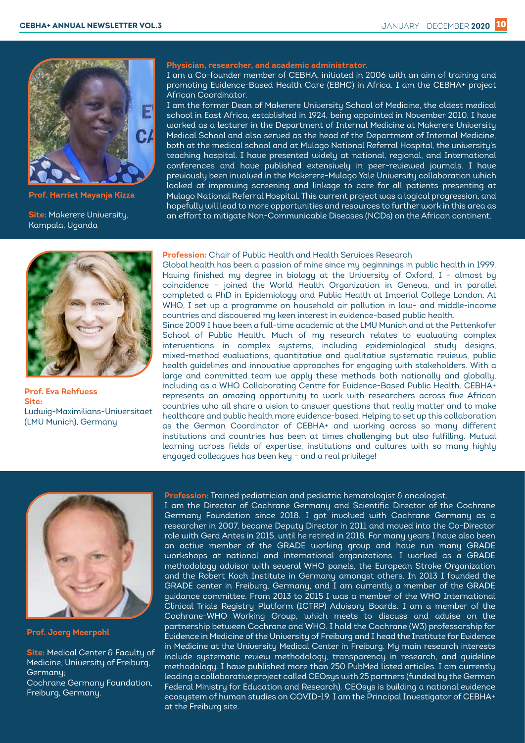**Prof. Harriet Mayanja Kizza**

**Site:** Makerere University, Kampala, Uganda

**Physician, researcher, and academic administrator.**

I am a Co-founder member of CEBHA, initiated in 2006 with an aim of training and promoting Evidence-Based Health Care (EBHC) in Africa. I am the CEBHA+ project African Coordinator.

I am the former Dean of Makerere University School of Medicine, the oldest medical school in East Africa, established in 1924, being appointed in November 2010. I have worked as a lecturer in the Department of Internal Medicine at Makerere University Medical School and also served as the head of the Department of Internal Medicine, both at the medical school and at Mulago National Referral Hospital, the university's teaching hospital. I have presented widely at national, regional, and International conferences and have published extensively in peer-reviewed journals. I have previously been involved in the Makerere-Mulago Yale University collaboration which looked at improving screening and linkage to care for all patients presenting at Mulago National Referral Hospital. This current project was a logical progression, and hopefully will lead to more opportunities and resources to further work in this area as an effort to mitigate Non-Communicable Diseases (NCDs) on the African continent.

**Prof. Eva Rehfuess**

**Site:**
Ludwig-Maximilians-Universitaet (LMU Munich), Germany

**Profession:** Chair of Public Health and Health Services Research

Global health has been a passion of mine since my beginnings in public health in 1999. Having finished my degree in biology at the University of Oxford, I – almost by coincidence – joined the World Health Organization in Geneva, and in parallel completed a PhD in Epidemiology and Public Health at Imperial College London. At WHO, I set up a programme on household air pollution in low- and middle-income countries and discovered my keen interest in evidence-based public health.

Since 2009 I have been a full-time academic at the LMU Munich and at the Pettenkofer School of Public Health. Much of my research relates to evaluating complex interventions in complex systems, including epidemiological study designs, mixed-method evaluations, quantitative and qualitative systematic reviews, public health guidelines and innovative approaches for engaging with stakeholders. With a large and committed team we apply these methods both nationally and globally, including as a WHO Collaborating Centre for Evidence-Based Public Health. CEBHA+ represents an amazing opportunity to work with researchers across five African countries who all share a vision to answer questions that really matter and to make healthcare and public health more evidence-based. Helping to set up this collaboration as the German Coordinator of CEBHA+ and working across so many different institutions and countries has been at times challenging but also fulfilling. Mutual learning across fields of expertise, institutions and cultures with so many highly engaged colleagues has been key – and a real privilege!

**Prof. Joerg Meerpohl**

**Site:** Medical Center & Faculty of Medicine, University of Freiburg, Germany;
Cochrane Germany Foundation, Freiburg, Germany.

**Profession:** Trained pediatrician and pediatric hematologist & oncologist.

I am the Director of Cochrane Germany and Scientific Director of the Cochrane Germany Foundation since 2018. I got involved with Cochrane Germany as a researcher in 2007, became Deputy Director in 2011 and moved into the Co-Director role with Gerd Antes in 2015, until he retired in 2018. For many years I have also been an active member of the GRADE working group and have run many GRADE workshops at national and international organizations. I worked as a GRADE methodology advisor with several WHO panels, the European Stroke Organization and the Robert Koch Institute in Germany amongst others. In 2013 I founded the GRADE center in Freiburg, Germany, and I am currently a member of the GRADE guidance committee. From 2013 to 2015 I was a member of the WHO International Clinical Trials Registry Platform (ICTRP) Advisory Boards. I am a member of the Cochrane-WHO Working Group, which meets to discuss and advise on the partnership between Cochrane and WHO. I hold the Cochrane (W3) professorship for Evidence in Medicine of the University of Freiburg and I head the Institute for Evidence in Medicine at the University Medical Center in Freiburg. My main research interests include systematic review methodology, transparency in research, and guideline methodology. I have published more than 250 PubMed listed articles. I am currently leading a collaborative project called CEOsys with 25 partners (funded by the German Federal Ministry for Education and Research). CEOsys is building a national evidence ecosystem of human studies on COVID-19. I am the Principal Investigator of CEBHA+ at the Freiburg site.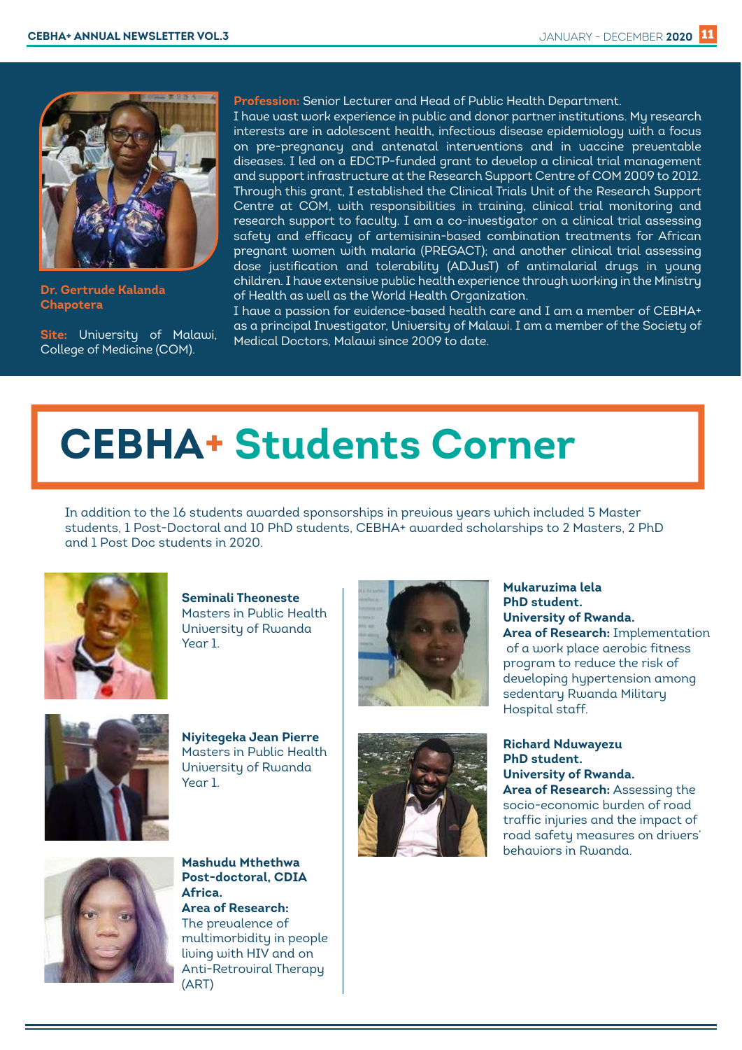**Dr. Gertrude Kalanda Chapotera**

**Site:** University of Malawi, College of Medicine (COM).

**Profession:** Senior Lecturer and Head of Public Health Department.
I have vast work experience in public and donor partner institutions. My research interests are in adolescent health, infectious disease epidemiology with a focus on pre-pregnancy and antenatal interventions and in vaccine preventable diseases. I led on a EDCTP-funded grant to develop a clinical trial management and support infrastructure at the Research Support Centre of COM 2009 to 2012. Through this grant, I established the Clinical Trials Unit of the Research Support Centre at COM, with responsibilities in training, clinical trial monitoring and research support to faculty. I am a co-investigator on a clinical trial assessing safety and efficacy of artemisinin-based combination treatments for African pregnant women with malaria (PREGACT); and another clinical trial assessing dose justification and tolerability (ADJusT) of antimalarial drugs in young children. I have extensive public health experience through working in the Ministry of Health as well as the World Health Organization.
I have a passion for evidence-based health care and I am a member of CEBHA+ as a principal Investigator, University of Malawi. I am a member of the Society of Medical Doctors, Malawi since 2009 to date.

# CEBHA+ Students Corner

In addition to the 16 students awarded sponsorships in previous years which included 5 Master students, 1 Post-Doctoral and 10 PhD students, CEBHA+ awarded scholarships to 2 Masters, 2 PhD and 1 Post Doc students in 2020.

**Seminali Theoneste**
Masters in Public Health
University of Rwanda
Year 1.

**Niyitegeka Jean Pierre**
Masters in Public Health
University of Rwanda
Year 1.

**Mashudu Mthethwa**
**Post-doctoral, CDIA Africa.**
**Area of Research:**
The prevalence of multimorbidity in people living with HIV and on Anti-Retroviral Therapy (ART)

**Mukaruzima lela**
**PhD student.**
**University of Rwanda.**
**Area of Research:** Implementation of a work place aerobic fitness program to reduce the risk of developing hypertension among sedentary Rwanda Military Hospital staff.

**Richard Nduwayezu**
**PhD student.**
**University of Rwanda.**
**Area of Research:** Assessing the socio-economic burden of road traffic injuries and the impact of road safety measures on drivers' behaviors in Rwanda.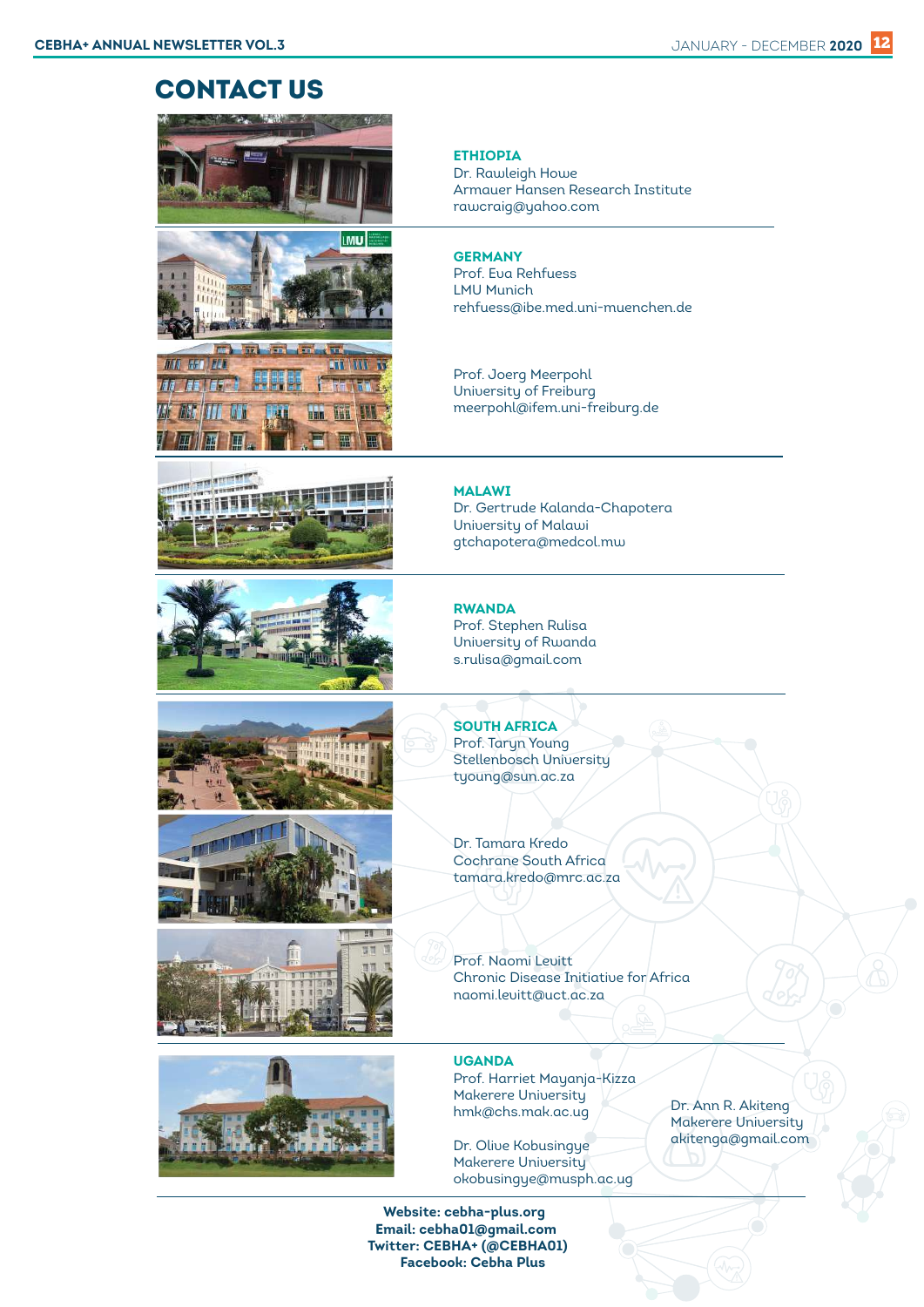# CONTACT US

**ETHIOPIA**
Dr. Rawleigh Howe
Armauer Hansen Research Institute
rawcraig@yahoo.com

**GERMANY**
Prof. Eva Rehfuess
LMU Munich
rehfuess@ibe.med.uni-muenchen.de

Prof. Joerg Meerpohl
University of Freiburg
meerpohl@ifem.uni-freiburg.de

**MALAWI**
Dr. Gertrude Kalanda-Chapotera
University of Malawi
gtchapotera@medcol.mw

**RWANDA**
Prof. Stephen Rulisa
University of Rwanda
s.rulisa@gmail.com

**SOUTH AFRICA**
Prof. Taryn Young
Stellenbosch University
tyoung@sun.ac.za

Dr. Tamara Kredo
Cochrane South Africa
tamara.kredo@mrc.ac.za

Prof. Naomi Levitt
Chronic Disease Initiative for Africa
naomi.levitt@uct.ac.za

**UGANDA**
Prof. Harriet Mayanja-Kizza
Makerere University
hmk@chs.mak.ac.ug

Dr. Olive Kobusingye
Makerere University
okobusingye@musph.ac.ug

Dr. Ann R. Akiteng
Makerere University
akitenga@gmail.com

**Website: cebha-plus.org**
**Email: cebha01@gmail.com**
**Twitter: CEBHA+ (@CEBHA01)**
**Facebook: Cebha Plus**